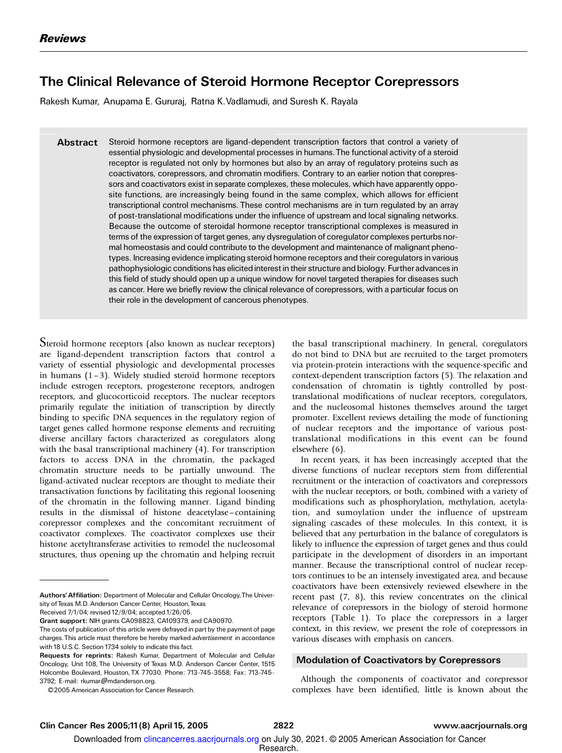# The Clinical Relevance of Steroid Hormone Receptor Corepressors

Rakesh Kumar, Anupama E. Gururaj, Ratna K. Vadlamudi, and Suresh K. Rayala

**Abstract** Steroid hormone receptors are ligand-dependent transcription factors that control a variety of essential physiologic and developmental processes in humans. The functional activity of a steroid receptor is regulated not only by hormones but also by an array of regulatory proteins such as coactivators, corepressors, and chromatin modifiers. Contrary to an earlier notion that corepressors and coactivators exist in separate complexes, these molecules, which have apparently opposite functions, are increasingly being found in the same complex, which allows for efficient transcriptional control mechanisms. These control mechanisms are in turn regulated by an array of post-translational modifications under the influence of upstream and local signaling networks. Because the outcome of steroidal hormone receptor transcriptional complexes is measured in terms of the expression of target genes, any dysregulation of coregulator complexes perturbs normal homeostasis and could contribute to the development and maintenance of malignant phenotypes. Increasing evidence implicating steroid hormone receptors and their coregulators in various pathophysiologic conditions has elicited interest in their structure and biology. Further advances in this field of study should open up a unique window for novel targeted therapies for diseases such as cancer. Here we briefly review the clinical relevance of corepressors, with a particular focus on their role in the development of cancerous phenotypes.

Steroid hormone receptors (also known as nuclear receptors) are ligand-dependent transcription factors that control a variety of essential physiologic and developmental processes in humans (1–3). Widely studied steroid hormone receptors include estrogen receptors, progesterone receptors, androgen receptors, and glucocorticoid receptors. The nuclear receptors primarily regulate the initiation of transcription by directly binding to specific DNA sequences in the regulatory region of target genes called hormone response elements and recruiting diverse ancillary factors characterized as coregulators along with the basal transcriptional machinery (4). For transcription factors to access DNA in the chromatin, the packaged chromatin structure needs to be partially unwound. The ligand-activated nuclear receptors are thought to mediate their transactivation functions by facilitating this regional loosening of the chromatin in the following manner. Ligand binding results in the dismissal of histone deacetylase–containing corepressor complexes and the concomitant recruitment of coactivator complexes. The coactivator complexes use their histone acetyltransferase activities to remodel the nucleosomal structures, thus opening up the chromatin and helping recruit the basal transcriptional machinery. In general, coregulators do not bind to DNA but are recruited to the target promoters via protein-protein interactions with the sequence-specific and context-dependent transcription factors (5). The relaxation and condensation of chromatin is tightly controlled by post-translational modifications of nuclear receptors, coregulators, and the nucleosomal histones themselves around the target promoter. Excellent reviews detailing the mode of functioning of nuclear receptors and the importance of various post-translational modifications in this event can be found elsewhere (6).

In recent years, it has been increasingly accepted that the diverse functions of nuclear receptors stem from differential recruitment or the interaction of coactivators and corepressors with the nuclear receptors, or both, combined with a variety of modifications such as phosphorylation, methylation, acetylation, and sumoylation under the influence of upstream signaling cascades of these molecules. In this context, it is believed that any perturbation in the balance of coregulators is likely to influence the expression of target genes and thus could participate in the development of disorders in an important manner. Because the transcriptional control of nuclear receptors continues to be an intensely investigated area, and because coactivators have been extensively reviewed elsewhere in the recent past (7, 8), this review concentrates on the clinical relevance of corepressors in the biology of steroid hormone receptors (Table 1). To place the corepressors in a larger context, in this review, we present the role of corepressors in various diseases with emphasis on cancers.

## Modulation of Coactivators by Corepressors

Although the components of coactivator and corepressor complexes have been identified, little is known about the

**Authors' Affiliation:** Department of Molecular and Cellular Oncology, The University of Texas M.D. Anderson Cancer Center, Houston, Texas
Received 7/1/04; revised 12/9/04; accepted 1/26/05.
**Grant support:** NIH grants CA098823, CA109379, and CA90970.
The costs of publication of this article were defrayed in part by the payment of page charges. This article must therefore be hereby marked *advertisement* in accordance with 18 U.S.C. Section 1734 solely to indicate this fact.
**Requests for reprints:** Rakesh Kumar, Department of Molecular and Cellular Oncology, Unit 108, The University of Texas M.D. Anderson Cancer Center, 1515 Holcombe Boulevard, Houston, TX 77030. Phone: 713-745-3558; Fax: 713-745-3792; E-mail: rkumar@mdanderson.org.
©2005 American Association for Cancer Research.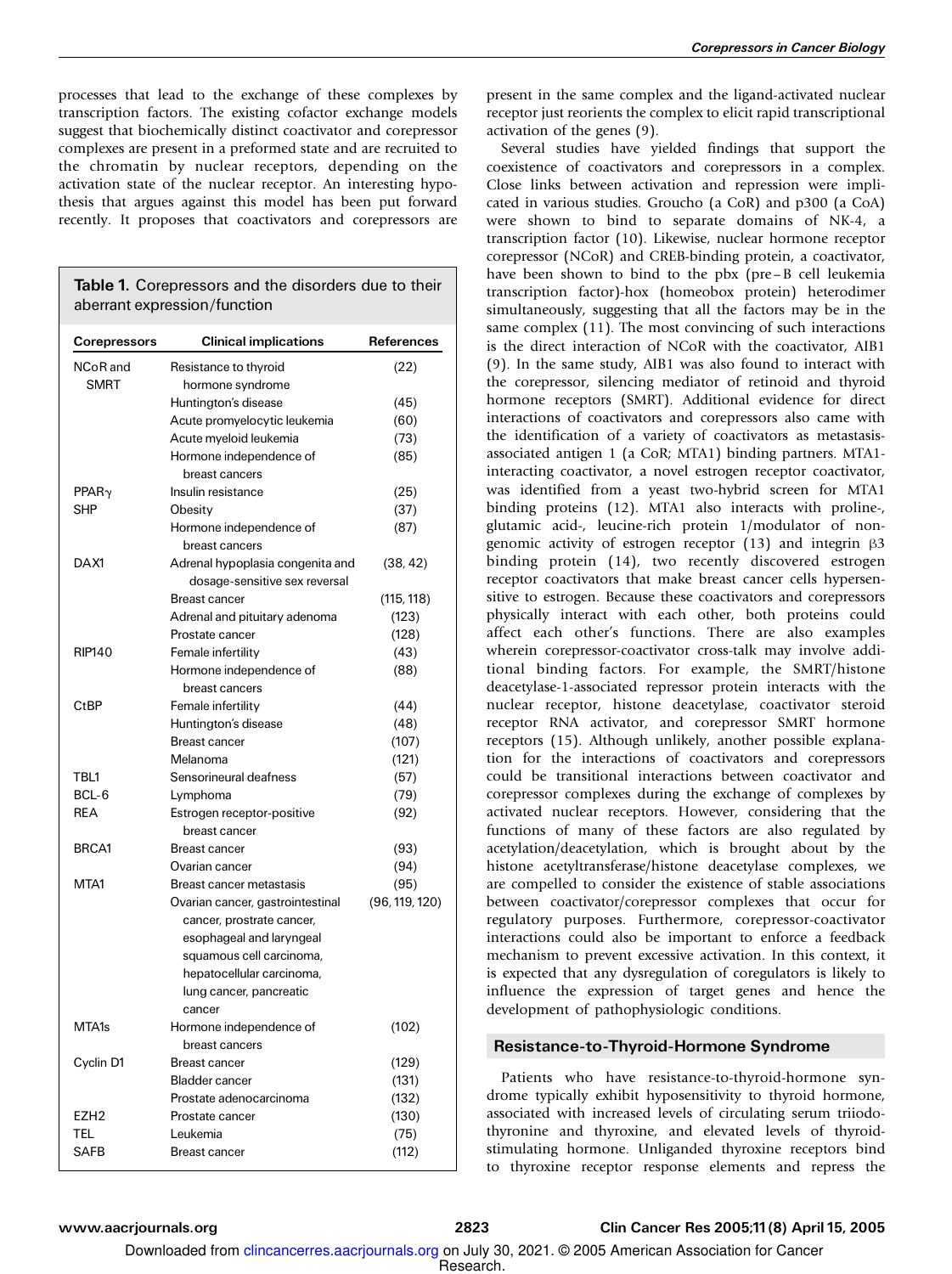processes that lead to the exchange of these complexes by transcription factors. The existing cofactor exchange models suggest that biochemically distinct coactivator and corepressor complexes are present in a preformed state and are recruited to the chromatin by nuclear receptors, depending on the activation state of the nuclear receptor. An interesting hypothesis that argues against this model has been put forward recently. It proposes that coactivators and corepressors are present in the same complex and the ligand-activated nuclear receptor just reorients the complex to elicit rapid transcriptional activation of the genes (9).

**Table 1.** Corepressors and the disorders due to their aberrant expression/function

| Corepressors | Clinical implications | References |
|---|---|---|
| NCoR and SMRT | Resistance to thyroid hormone syndrome | (22) |
| | Huntington's disease | (45) |
| | Acute promyelocytic leukemia | (60) |
| | Acute myeloid leukemia | (73) |
| | Hormone independence of breast cancers | (85) |
| PPARγ | Insulin resistance | (25) |
| SHP | Obesity | (37) |
| | Hormone independence of breast cancers | (87) |
| DAX1 | Adrenal hypoplasia congenita and dosage-sensitive sex reversal | (38, 42) |
| | Breast cancer | (115, 118) |
| | Adrenal and pituitary adenoma | (123) |
| | Prostate cancer | (128) |
| RIP140 | Female infertility | (43) |
| | Hormone independence of breast cancers | (88) |
| CtBP | Female infertility | (44) |
| | Huntington's disease | (48) |
| | Breast cancer | (107) |
| | Melanoma | (121) |
| TBL1 | Sensorineural deafness | (57) |
| BCL-6 | Lymphoma | (79) |
| REA | Estrogen receptor-positive breast cancer | (92) |
| BRCA1 | Breast cancer | (93) |
| | Ovarian cancer | (94) |
| MTA1 | Breast cancer metastasis | (95) |
| | Ovarian cancer, gastrointestinal cancer, prostate cancer, esophageal and laryngeal squamous cell carcinoma, hepatocellular carcinoma, lung cancer, pancreatic cancer | (96, 119, 120) |
| MTA1s | Hormone independence of breast cancers | (102) |
| Cyclin D1 | Breast cancer | (129) |
| | Bladder cancer | (131) |
| | Prostate adenocarcinoma | (132) |
| EZH2 | Prostate cancer | (130) |
| TEL | Leukemia | (75) |
| SAFB | Breast cancer | (112) |

Several studies have yielded findings that support the coexistence of coactivators and corepressors in a complex. Close links between activation and repression were implicated in various studies. Groucho (a CoR) and p300 (a CoA) were shown to bind to separate domains of NK-4, a transcription factor (10). Likewise, nuclear hormone receptor corepressor (NCoR) and CREB-binding protein, a coactivator, have been shown to bind to the pbx (pre–B cell leukemia transcription factor)-hox (homeobox protein) heterodimer simultaneously, suggesting that all the factors may be in the same complex (11). The most convincing of such interactions is the direct interaction of NCoR with the coactivator, AIB1 (9). In the same study, AIB1 was also found to interact with the corepressor, silencing mediator of retinoid and thyroid hormone receptors (SMRT). Additional evidence for direct interactions of coactivators and corepressors also came with the identification of a variety of coactivators as metastasis-associated antigen 1 (a CoR; MTA1) binding partners. MTA1-interacting coactivator, a novel estrogen receptor coactivator, was identified from a yeast two-hybrid screen for MTA1 binding proteins (12). MTA1 also interacts with proline-, glutamic acid-, leucine-rich protein 1/modulator of non-genomic activity of estrogen receptor (13) and integrin β3 binding protein (14), two recently discovered estrogen receptor coactivators that make breast cancer cells hypersensitive to estrogen. Because these coactivators and corepressors physically interact with each other, both proteins could affect each other's functions. There are also examples wherein corepressor-coactivator cross-talk may involve additional binding factors. For example, the SMRT/histone deacetylase-1-associated repressor protein interacts with the nuclear receptor, histone deacetylase, coactivator steroid receptor RNA activator, and corepressor SMRT hormone receptors (15). Although unlikely, another possible explanation for the interactions of coactivators and corepressors could be transitional interactions between coactivator and corepressor complexes during the exchange of complexes by activated nuclear receptors. However, considering that the functions of many of these factors are also regulated by acetylation/deacetylation, which is brought about by the histone acetyltransferase/histone deacetylase complexes, we are compelled to consider the existence of stable associations between coactivator/corepressor complexes that occur for regulatory purposes. Furthermore, corepressor-coactivator interactions could also be important to enforce a feedback mechanism to prevent excessive activation. In this context, it is expected that any dysregulation of coregulators is likely to influence the expression of target genes and hence the development of pathophysiologic conditions.

## Resistance-to-Thyroid-Hormone Syndrome

Patients who have resistance-to-thyroid-hormone syndrome typically exhibit hyposensitivity to thyroid hormone, associated with increased levels of circulating serum triiodothyronine and thyroxine, and elevated levels of thyroid-stimulating hormone. Unliganded thyroxine receptors bind to thyroxine receptor response elements and repress the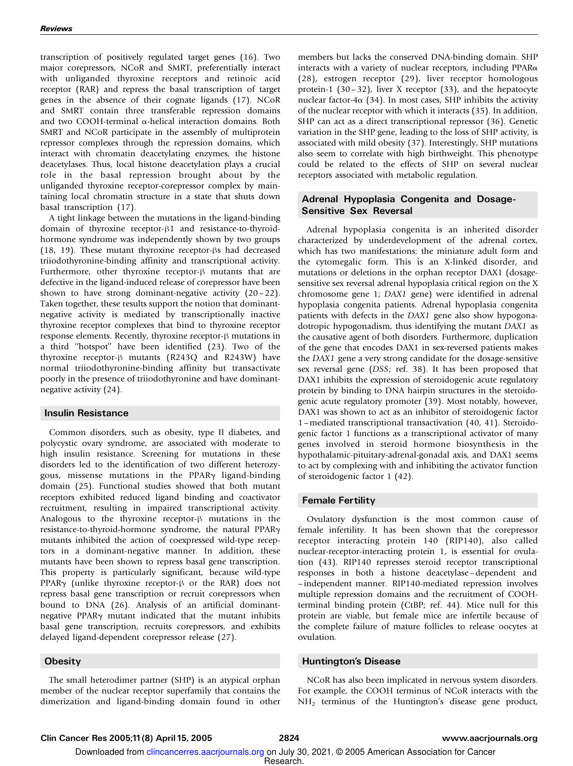transcription of positively regulated target genes (16). Two major corepressors, NCoR and SMRT, preferentially interact with unliganded thyroxine receptors and retinoic acid receptor (RAR) and repress the basal transcription of target genes in the absence of their cognate ligands (17). NCoR and SMRT contain three transferable repression domains and two COOH-terminal α-helical interaction domains. Both SMRT and NCoR participate in the assembly of multiprotein repressor complexes through the repression domains, which interact with chromatin deacetylating enzymes, the histone deacetylases. Thus, local histone deacetylation plays a crucial role in the basal repression brought about by the unliganded thyroxine receptor-corepressor complex by maintaining local chromatin structure in a state that shuts down basal transcription (17).

A tight linkage between the mutations in the ligand-binding domain of thyroxine receptor-β1 and resistance-to-thyroid-hormone syndrome was independently shown by two groups (18, 19). These mutant thyroxine receptor-βs had decreased triiodothyronine-binding affinity and transcriptional activity. Furthermore, other thyroxine receptor-β mutants that are defective in the ligand-induced release of corepressor have been shown to have strong dominant-negative activity (20–22). Taken together, these results support the notion that dominant-negative activity is mediated by transcriptionally inactive thyroxine receptor complexes that bind to thyroxine receptor response elements. Recently, thyroxine receptor-β mutations in a third "hotspot" have been identified (23). Two of the thyroxine receptor-β mutants (R243Q and R243W) have normal triiodothyronine-binding affinity but transactivate poorly in the presence of triiodothyronine and have dominant-negative activity (24).

## Insulin Resistance

Common disorders, such as obesity, type II diabetes, and polycystic ovary syndrome, are associated with moderate to high insulin resistance. Screening for mutations in these disorders led to the identification of two different heterozygous, missense mutations in the PPARγ ligand-binding domain (25). Functional studies showed that both mutant receptors exhibited reduced ligand binding and coactivator recruitment, resulting in impaired transcriptional activity. Analogous to the thyroxine receptor-β mutations in the resistance-to-thyroid-hormone syndrome, the natural PPARγ mutants inhibited the action of coexpressed wild-type receptors in a dominant-negative manner. In addition, these mutants have been shown to repress basal gene transcription. This property is particularly significant, because wild-type PPARγ (unlike thyroxine receptor-β or the RAR) does not repress basal gene transcription or recruit corepressors when bound to DNA (26). Analysis of an artificial dominant-negative PPARγ mutant indicated that the mutant inhibits basal gene transcription, recruits corepressors, and exhibits delayed ligand-dependent corepressor release (27).

## Obesity

The small heterodimer partner (SHP) is an atypical orphan member of the nuclear receptor superfamily that contains the dimerization and ligand-binding domain found in other members but lacks the conserved DNA-binding domain. SHP interacts with a variety of nuclear receptors, including PPARα (28), estrogen receptor (29), liver receptor homologous protein-1 (30–32), liver X receptor (33), and the hepatocyte nuclear factor-4α (34). In most cases, SHP inhibits the activity of the nuclear receptor with which it interacts (35). In addition, SHP can act as a direct transcriptional repressor (36). Genetic variation in the SHP gene, leading to the loss of SHP activity, is associated with mild obesity (37). Interestingly, SHP mutations also seem to correlate with high birthweight. This phenotype could be related to the effects of SHP on several nuclear receptors associated with metabolic regulation.

## Adrenal Hypoplasia Congenita and Dosage-Sensitive Sex Reversal

Adrenal hypoplasia congenita is an inherited disorder characterized by underdevelopment of the adrenal cortex, which has two manifestations: the miniature adult form and the cytomegalic form. This is an X-linked disorder, and mutations or deletions in the orphan receptor DAX1 (dosage-sensitive sex reversal adrenal hypoplasia critical region on the X chromosome gene 1; *DAX1* gene) were identified in adrenal hypoplasia congenita patients. Adrenal hypoplasia congenita patients with defects in the *DAX1* gene also show hypogonadotropic hypogonadism, thus identifying the mutant *DAX1* as the causative agent of both disorders. Furthermore, duplication of the gene that encodes DAX1 in sex-reversed patients makes the *DAX1* gene a very strong candidate for the dosage-sensitive sex reversal gene (*DSS*; ref. 38). It has been proposed that DAX1 inhibits the expression of steroidogenic acute regulatory protein by binding to DNA hairpin structures in the steroidogenic acute regulatory promoter (39). Most notably, however, DAX1 was shown to act as an inhibitor of steroidogenic factor 1–mediated transcriptional transactivation (40, 41). Steroidogenic factor 1 functions as a transcriptional activator of many genes involved in steroid hormone biosynthesis in the hypothalamic-pituitary-adrenal-gonadal axis, and DAX1 seems to act by complexing with and inhibiting the activator function of steroidogenic factor 1 (42).

## Female Fertility

Ovulatory dysfunction is the most common cause of female infertility. It has been shown that the corepressor receptor interacting protein 140 (RIP140), also called nuclear-receptor-interacting protein 1, is essential for ovulation (43). RIP140 represses steroid receptor transcriptional responses in both a histone deacetylase–dependent and –independent manner. RIP140-mediated repression involves multiple repression domains and the recruitment of COOH-terminal binding protein (CtBP; ref. 44). Mice null for this protein are viable, but female mice are infertile because of the complete failure of mature follicles to release oocytes at ovulation.

## Huntington's Disease

NCoR has also been implicated in nervous system disorders. For example, the COOH terminus of NCoR interacts with the $NH_2$ terminus of the Huntington's disease gene product,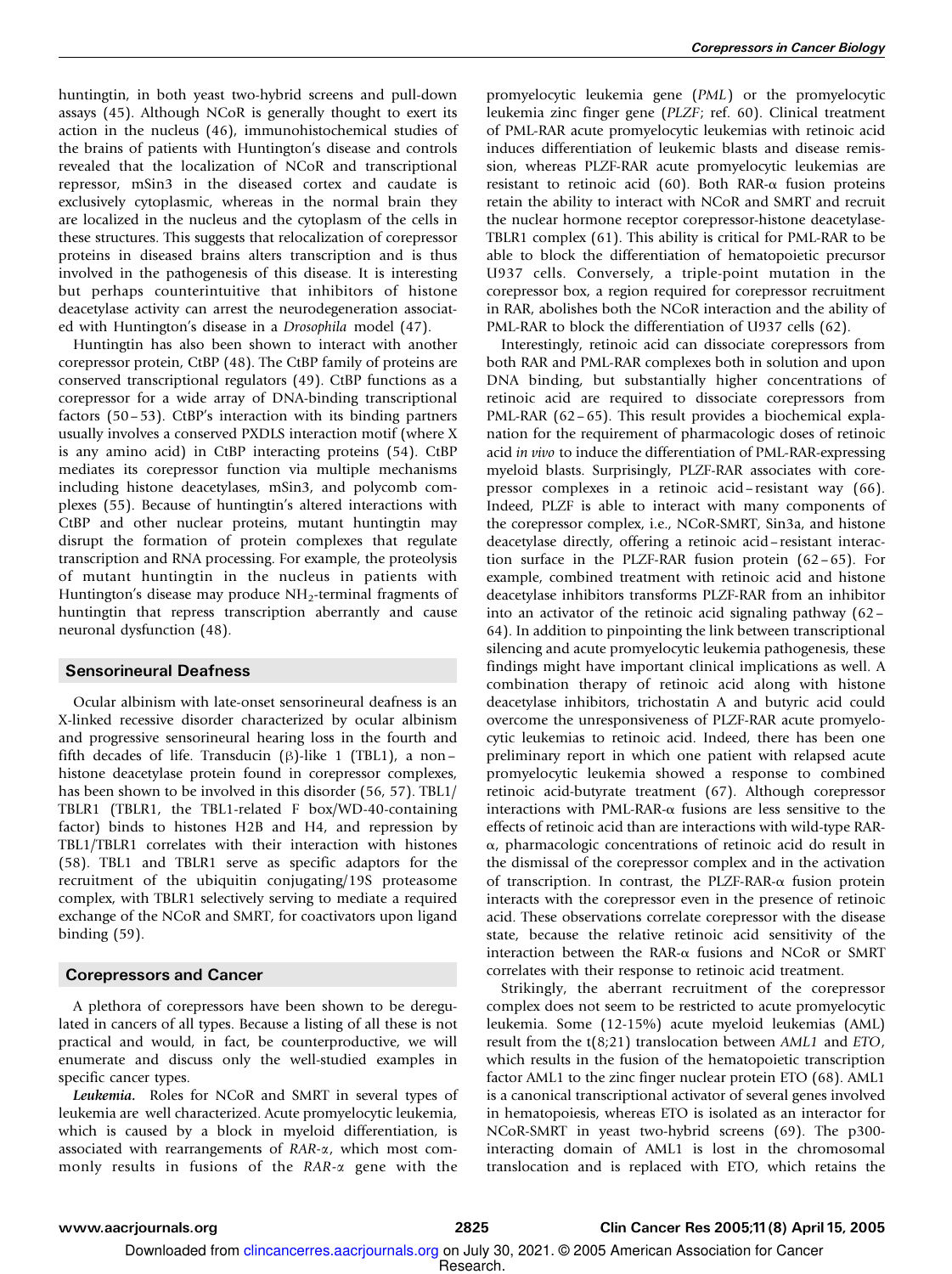huntingtin, in both yeast two-hybrid screens and pull-down assays (45). Although NCoR is generally thought to exert its action in the nucleus (46), immunohistochemical studies of the brains of patients with Huntington's disease and controls revealed that the localization of NCoR and transcriptional repressor, mSin3 in the diseased cortex and caudate is exclusively cytoplasmic, whereas in the normal brain they are localized in the nucleus and the cytoplasm of the cells in these structures. This suggests that relocalization of corepressor proteins in diseased brains alters transcription and is thus involved in the pathogenesis of this disease. It is interesting but perhaps counterintuitive that inhibitors of histone deacetylase activity can arrest the neurodegeneration associated with Huntington's disease in a *Drosophila* model (47).

Huntingtin has also been shown to interact with another corepressor protein, CtBP (48). The CtBP family of proteins are conserved transcriptional regulators (49). CtBP functions as a corepressor for a wide array of DNA-binding transcriptional factors (50–53). CtBP's interaction with its binding partners usually involves a conserved PXDLS interaction motif (where X is any amino acid) in CtBP interacting proteins (54). CtBP mediates its corepressor function via multiple mechanisms including histone deacetylases, mSin3, and polycomb complexes (55). Because of huntingtin's altered interactions with CtBP and other nuclear proteins, mutant huntingtin may disrupt the formation of protein complexes that regulate transcription and RNA processing. For example, the proteolysis of mutant huntingtin in the nucleus in patients with Huntington's disease may produce $NH_2$-terminal fragments of huntingtin that repress transcription aberrantly and cause neuronal dysfunction (48).

## Sensorineural Deafness

Ocular albinism with late-onset sensorineural deafness is an X-linked recessive disorder characterized by ocular albinism and progressive sensorineural hearing loss in the fourth and fifth decades of life. Transducin (β)-like 1 (TBL1), a non–histone deacetylase protein found in corepressor complexes, has been shown to be involved in this disorder (56, 57). TBL1/TBLR1 (TBLR1, the TBL1-related F box/WD-40-containing factor) binds to histones H2B and H4, and repression by TBL1/TBLR1 correlates with their interaction with histones (58). TBL1 and TBLR1 serve as specific adaptors for the recruitment of the ubiquitin conjugating/19S proteasome complex, with TBLR1 selectively serving to mediate a required exchange of the NCoR and SMRT, for coactivators upon ligand binding (59).

## Corepressors and Cancer

A plethora of corepressors have been shown to be deregulated in cancers of all types. Because a listing of all these is not practical and would, in fact, be counterproductive, we will enumerate and discuss only the well-studied examples in specific cancer types.

***Leukemia.*** Roles for NCoR and SMRT in several types of leukemia are well characterized. Acute promyelocytic leukemia, which is caused by a block in myeloid differentiation, is associated with rearrangements of *RAR-α*, which most commonly results in fusions of the *RAR-α* gene with the promyelocytic leukemia gene (*PML*) or the promyelocytic leukemia zinc finger gene (*PLZF*; ref. 60). Clinical treatment of PML-RAR acute promyelocytic leukemias with retinoic acid induces differentiation of leukemic blasts and disease remission, whereas PLZF-RAR acute promyelocytic leukemias are resistant to retinoic acid (60). Both RAR-α fusion proteins retain the ability to interact with NCoR and SMRT and recruit the nuclear hormone receptor corepressor-histone deacetylase-TBLR1 complex (61). This ability is critical for PML-RAR to be able to block the differentiation of hematopoietic precursor U937 cells. Conversely, a triple-point mutation in the corepressor box, a region required for corepressor recruitment in RAR, abolishes both the NCoR interaction and the ability of PML-RAR to block the differentiation of U937 cells (62).

Interestingly, retinoic acid can dissociate corepressors from both RAR and PML-RAR complexes both in solution and upon DNA binding, but substantially higher concentrations of retinoic acid are required to dissociate corepressors from PML-RAR (62–65). This result provides a biochemical explanation for the requirement of pharmacologic doses of retinoic acid *in vivo* to induce the differentiation of PML-RAR-expressing myeloid blasts. Surprisingly, PLZF-RAR associates with corepressor complexes in a retinoic acid–resistant way (66). Indeed, PLZF is able to interact with many components of the corepressor complex, i.e., NCoR-SMRT, Sin3a, and histone deacetylase directly, offering a retinoic acid–resistant interaction surface in the PLZF-RAR fusion protein (62–65). For example, combined treatment with retinoic acid and histone deacetylase inhibitors transforms PLZF-RAR from an inhibitor into an activator of the retinoic acid signaling pathway (62–64). In addition to pinpointing the link between transcriptional silencing and acute promyelocytic leukemia pathogenesis, these findings might have important clinical implications as well. A combination therapy of retinoic acid along with histone deacetylase inhibitors, trichostatin A and butyric acid could overcome the unresponsiveness of PLZF-RAR acute promyelocytic leukemias to retinoic acid. Indeed, there has been one preliminary report in which one patient with relapsed acute promyelocytic leukemia showed a response to combined retinoic acid-butyrate treatment (67). Although corepressor interactions with PML-RAR-α fusions are less sensitive to the effects of retinoic acid than are interactions with wild-type RAR-α, pharmacologic concentrations of retinoic acid do result in the dismissal of the corepressor complex and in the activation of transcription. In contrast, the PLZF-RAR-α fusion protein interacts with the corepressor even in the presence of retinoic acid. These observations correlate corepressor with the disease state, because the relative retinoic acid sensitivity of the interaction between the RAR-α fusions and NCoR or SMRT correlates with their response to retinoic acid treatment.

Strikingly, the aberrant recruitment of the corepressor complex does not seem to be restricted to acute promyelocytic leukemia. Some (12-15%) acute myeloid leukemias (AML) result from the t(8;21) translocation between *AML1* and *ETO*, which results in the fusion of the hematopoietic transcription factor AML1 to the zinc finger nuclear protein ETO (68). AML1 is a canonical transcriptional activator of several genes involved in hematopoiesis, whereas ETO is isolated as an interactor for NCoR-SMRT in yeast two-hybrid screens (69). The p300-interacting domain of AML1 is lost in the chromosomal translocation and is replaced with ETO, which retains the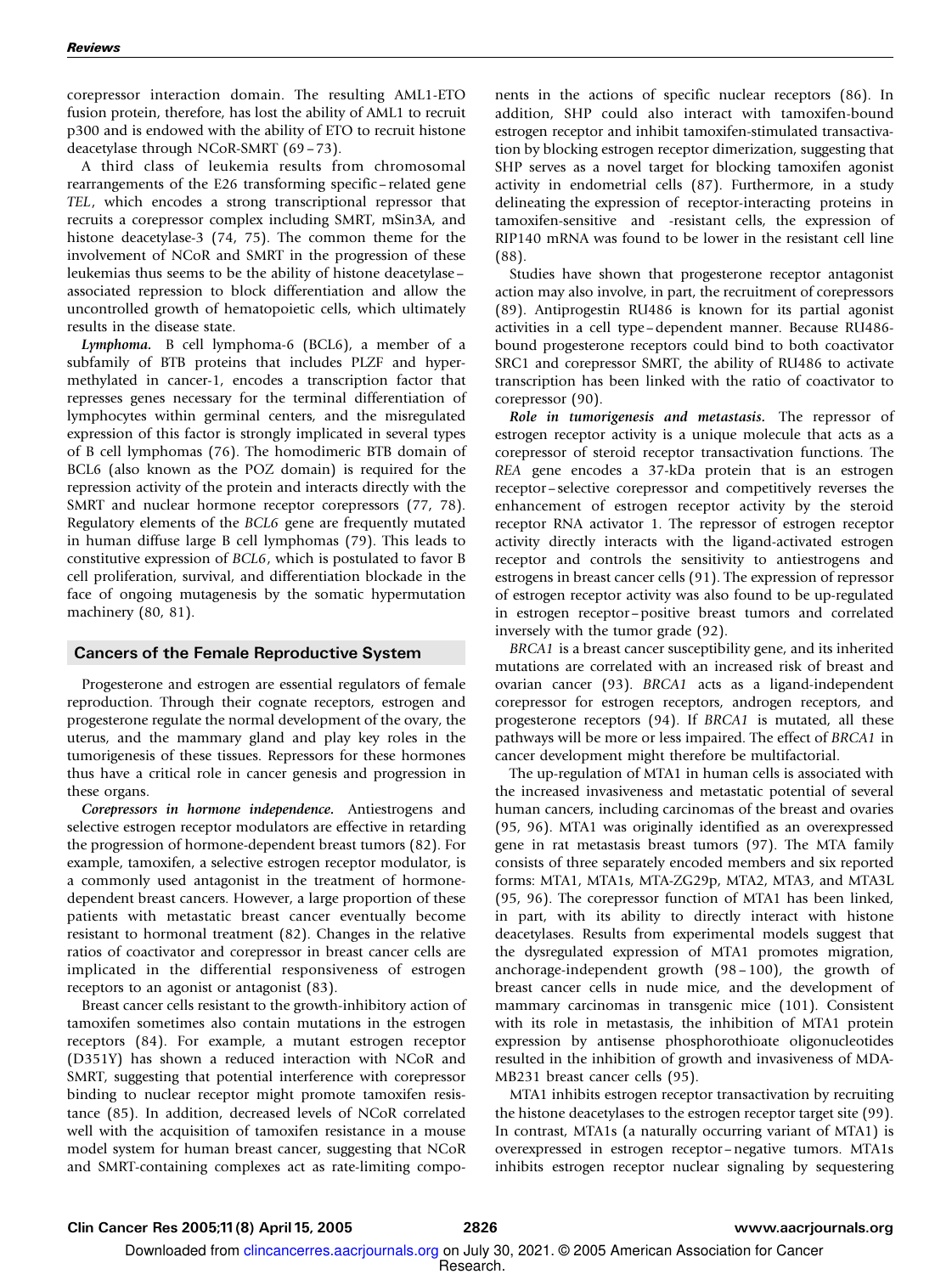corepressor interaction domain. The resulting AML1-ETO fusion protein, therefore, has lost the ability of AML1 to recruit p300 and is endowed with the ability of ETO to recruit histone deacetylase through NCoR-SMRT (69–73).

A third class of leukemia results from chromosomal rearrangements of the E26 transforming specific–related gene *TEL*, which encodes a strong transcriptional repressor that recruits a corepressor complex including SMRT, mSin3A, and histone deacetylase-3 (74, 75). The common theme for the involvement of NCoR and SMRT in the progression of these leukemias thus seems to be the ability of histone deacetylase–associated repression to block differentiation and allow the uncontrolled growth of hematopoietic cells, which ultimately results in the disease state.

***Lymphoma.*** B cell lymphoma-6 (BCL6), a member of a subfamily of BTB proteins that includes PLZF and hypermethylated in cancer-1, encodes a transcription factor that represses genes necessary for the terminal differentiation of lymphocytes within germinal centers, and the misregulated expression of this factor is strongly implicated in several types of B cell lymphomas (76). The homodimeric BTB domain of BCL6 (also known as the POZ domain) is required for the repression activity of the protein and interacts directly with the SMRT and nuclear hormone receptor corepressors (77, 78). Regulatory elements of the *BCL6* gene are frequently mutated in human diffuse large B cell lymphomas (79). This leads to constitutive expression of *BCL6*, which is postulated to favor B cell proliferation, survival, and differentiation blockade in the face of ongoing mutagenesis by the somatic hypermutation machinery (80, 81).

## Cancers of the Female Reproductive System

Progesterone and estrogen are essential regulators of female reproduction. Through their cognate receptors, estrogen and progesterone regulate the normal development of the ovary, the uterus, and the mammary gland and play key roles in the tumorigenesis of these tissues. Repressors for these hormones thus have a critical role in cancer genesis and progression in these organs.

***Corepressors in hormone independence.*** Antiestrogens and selective estrogen receptor modulators are effective in retarding the progression of hormone-dependent breast tumors (82). For example, tamoxifen, a selective estrogen receptor modulator, is a commonly used antagonist in the treatment of hormone-dependent breast cancers. However, a large proportion of these patients with metastatic breast cancer eventually become resistant to hormonal treatment (82). Changes in the relative ratios of coactivator and corepressor in breast cancer cells are implicated in the differential responsiveness of estrogen receptors to an agonist or antagonist (83).

Breast cancer cells resistant to the growth-inhibitory action of tamoxifen sometimes also contain mutations in the estrogen receptors (84). For example, a mutant estrogen receptor (D351Y) has shown a reduced interaction with NCoR and SMRT, suggesting that potential interference with corepressor binding to nuclear receptor might promote tamoxifen resistance (85). In addition, decreased levels of NCoR correlated well with the acquisition of tamoxifen resistance in a mouse model system for human breast cancer, suggesting that NCoR and SMRT-containing complexes act as rate-limiting components in the actions of specific nuclear receptors (86). In addition, SHP could also interact with tamoxifen-bound estrogen receptor and inhibit tamoxifen-stimulated transactivation by blocking estrogen receptor dimerization, suggesting that SHP serves as a novel target for blocking tamoxifen agonist activity in endometrial cells (87). Furthermore, in a study delineating the expression of receptor-interacting proteins in tamoxifen-sensitive and -resistant cells, the expression of RIP140 mRNA was found to be lower in the resistant cell line (88).

Studies have shown that progesterone receptor antagonist action may also involve, in part, the recruitment of corepressors (89). Antiprogestin RU486 is known for its partial agonist activities in a cell type–dependent manner. Because RU486-bound progesterone receptors could bind to both coactivator SRC1 and corepressor SMRT, the ability of RU486 to activate transcription has been linked with the ratio of coactivator to corepressor (90).

***Role in tumorigenesis and metastasis.*** The repressor of estrogen receptor activity is a unique molecule that acts as a corepressor of steroid receptor transactivation functions. The *REA* gene encodes a 37-kDa protein that is an estrogen receptor–selective corepressor and competitively reverses the enhancement of estrogen receptor activity by the steroid receptor RNA activator 1. The repressor of estrogen receptor activity directly interacts with the ligand-activated estrogen receptor and controls the sensitivity to antiestrogens and estrogens in breast cancer cells (91). The expression of repressor of estrogen receptor activity was also found to be up-regulated in estrogen receptor–positive breast tumors and correlated inversely with the tumor grade (92).

*BRCA1* is a breast cancer susceptibility gene, and its inherited mutations are correlated with an increased risk of breast and ovarian cancer (93). *BRCA1* acts as a ligand-independent corepressor for estrogen receptors, androgen receptors, and progesterone receptors (94). If *BRCA1* is mutated, all these pathways will be more or less impaired. The effect of *BRCA1* in cancer development might therefore be multifactorial.

The up-regulation of MTA1 in human cells is associated with the increased invasiveness and metastatic potential of several human cancers, including carcinomas of the breast and ovaries (95, 96). MTA1 was originally identified as an overexpressed gene in rat metastasis breast tumors (97). The MTA family consists of three separately encoded members and six reported forms: MTA1, MTA1s, MTA-ZG29p, MTA2, MTA3, and MTA3L (95, 96). The corepressor function of MTA1 has been linked, in part, with its ability to directly interact with histone deacetylases. Results from experimental models suggest that the dysregulated expression of MTA1 promotes migration, anchorage-independent growth (98–100), the growth of breast cancer cells in nude mice, and the development of mammary carcinomas in transgenic mice (101). Consistent with its role in metastasis, the inhibition of MTA1 protein expression by antisense phosphorothioate oligonucleotides resulted in the inhibition of growth and invasiveness of MDA-MB231 breast cancer cells (95).

MTA1 inhibits estrogen receptor transactivation by recruiting the histone deacetylases to the estrogen receptor target site (99). In contrast, MTA1s (a naturally occurring variant of MTA1) is overexpressed in estrogen receptor–negative tumors. MTA1s inhibits estrogen receptor nuclear signaling by sequestering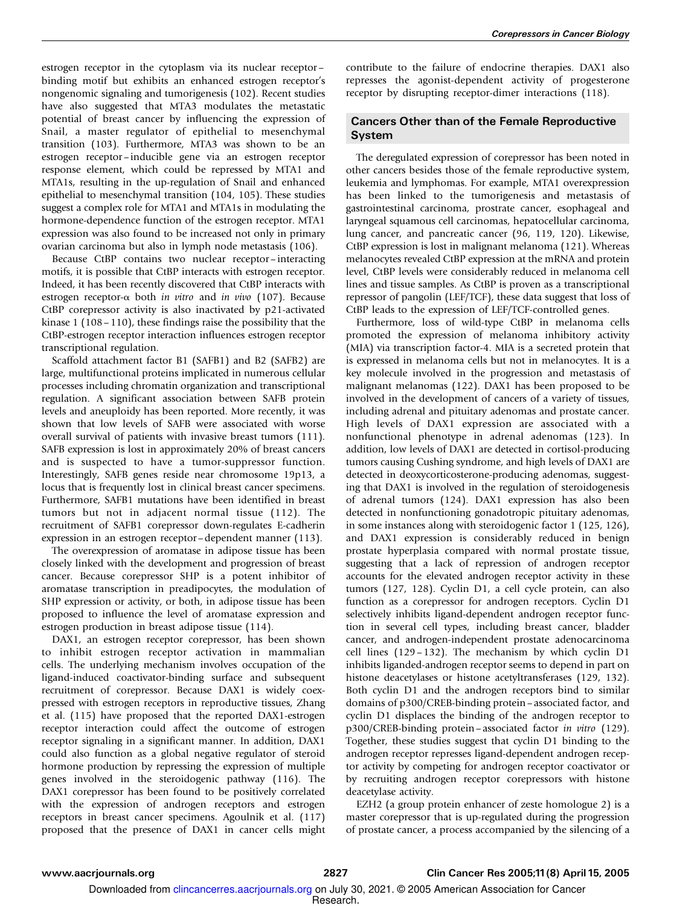estrogen receptor in the cytoplasm via its nuclear receptor–binding motif but exhibits an enhanced estrogen receptor's nongenomic signaling and tumorigenesis (102). Recent studies have also suggested that MTA3 modulates the metastatic potential of breast cancer by influencing the expression of Snail, a master regulator of epithelial to mesenchymal transition (103). Furthermore, MTA3 was shown to be an estrogen receptor–inducible gene via an estrogen receptor response element, which could be repressed by MTA1 and MTA1s, resulting in the up-regulation of Snail and enhanced epithelial to mesenchymal transition (104, 105). These studies suggest a complex role for MTA1 and MTA1s in modulating the hormone-dependence function of the estrogen receptor. MTA1 expression was also found to be increased not only in primary ovarian carcinoma but also in lymph node metastasis (106).

Because CtBP contains two nuclear receptor–interacting motifs, it is possible that CtBP interacts with estrogen receptor. Indeed, it has been recently discovered that CtBP interacts with estrogen receptor-α both *in vitro* and *in vivo* (107). Because CtBP corepressor activity is also inactivated by p21-activated kinase 1 (108–110), these findings raise the possibility that the CtBP-estrogen receptor interaction influences estrogen receptor transcriptional regulation.

Scaffold attachment factor B1 (SAFB1) and B2 (SAFB2) are large, multifunctional proteins implicated in numerous cellular processes including chromatin organization and transcriptional regulation. A significant association between SAFB protein levels and aneuploidy has been reported. More recently, it was shown that low levels of SAFB were associated with worse overall survival of patients with invasive breast tumors (111). SAFB expression is lost in approximately 20% of breast cancers and is suspected to have a tumor-suppressor function. Interestingly, SAFB genes reside near chromosome 19p13, a locus that is frequently lost in clinical breast cancer specimens. Furthermore, SAFB1 mutations have been identified in breast tumors but not in adjacent normal tissue (112). The recruitment of SAFB1 corepressor down-regulates E-cadherin expression in an estrogen receptor–dependent manner (113).

The overexpression of aromatase in adipose tissue has been closely linked with the development and progression of breast cancer. Because corepressor SHP is a potent inhibitor of aromatase transcription in preadipocytes, the modulation of SHP expression or activity, or both, in adipose tissue has been proposed to influence the level of aromatase expression and estrogen production in breast adipose tissue (114).

DAX1, an estrogen receptor corepressor, has been shown to inhibit estrogen receptor activation in mammalian cells. The underlying mechanism involves occupation of the ligand-induced coactivator-binding surface and subsequent recruitment of corepressor. Because DAX1 is widely coexpressed with estrogen receptors in reproductive tissues, Zhang et al. (115) have proposed that the reported DAX1-estrogen receptor interaction could affect the outcome of estrogen receptor signaling in a significant manner. In addition, DAX1 could also function as a global negative regulator of steroid hormone production by repressing the expression of multiple genes involved in the steroidogenic pathway (116). The DAX1 corepressor has been found to be positively correlated with the expression of androgen receptors and estrogen receptors in breast cancer specimens. Agoulnik et al. (117) proposed that the presence of DAX1 in cancer cells might contribute to the failure of endocrine therapies. DAX1 also represses the agonist-dependent activity of progesterone receptor by disrupting receptor-dimer interactions (118).

## Cancers Other than of the Female Reproductive System

The deregulated expression of corepressor has been noted in other cancers besides those of the female reproductive system, leukemia and lymphomas. For example, MTA1 overexpression has been linked to the tumorigenesis and metastasis of gastrointestinal carcinoma, prostate cancer, esophageal and laryngeal squamous cell carcinomas, hepatocellular carcinoma, lung cancer, and pancreatic cancer (96, 119, 120). Likewise, CtBP expression is lost in malignant melanoma (121). Whereas melanocytes revealed CtBP expression at the mRNA and protein level, CtBP levels were considerably reduced in melanoma cell lines and tissue samples. As CtBP is proven as a transcriptional repressor of pangolin (LEF/TCF), these data suggest that loss of CtBP leads to the expression of LEF/TCF-controlled genes.

Furthermore, loss of wild-type CtBP in melanoma cells promoted the expression of melanoma inhibitory activity (MIA) via transcription factor-4. MIA is a secreted protein that is expressed in melanoma cells but not in melanocytes. It is a key molecule involved in the progression and metastasis of malignant melanomas (122). DAX1 has been proposed to be involved in the development of cancers of a variety of tissues, including adrenal and pituitary adenomas and prostate cancer. High levels of DAX1 expression are associated with a nonfunctional phenotype in adrenal adenomas (123). In addition, low levels of DAX1 are detected in cortisol-producing tumors causing Cushing syndrome, and high levels of DAX1 are detected in deoxycorticosterone-producing adenomas, suggesting that DAX1 is involved in the regulation of steroidogenesis of adrenal tumors (124). DAX1 expression has also been detected in nonfunctioning gonadotropic pituitary adenomas, in some instances along with steroidogenic factor 1 (125, 126), and DAX1 expression is considerably reduced in benign prostate hyperplasia compared with normal prostate tissue, suggesting that a lack of repression of androgen receptor accounts for the elevated androgen receptor activity in these tumors (127, 128). Cyclin D1, a cell cycle protein, can also function as a corepressor for androgen receptors. Cyclin D1 selectively inhibits ligand-dependent androgen receptor function in several cell types, including breast cancer, bladder cancer, and androgen-independent prostate adenocarcinoma cell lines (129–132). The mechanism by which cyclin D1 inhibits liganded-androgen receptor seems to depend in part on histone deacetylases or histone acetyltransferases (129, 132). Both cyclin D1 and the androgen receptors bind to similar domains of p300/CREB-binding protein–associated factor, and cyclin D1 displaces the binding of the androgen receptor to p300/CREB-binding protein–associated factor *in vitro* (129). Together, these studies suggest that cyclin D1 binding to the androgen receptor represses ligand-dependent androgen receptor activity by competing for androgen receptor coactivator or by recruiting androgen receptor corepressors with histone deacetylase activity.

EZH2 (a group protein enhancer of zeste homologue 2) is a master corepressor that is up-regulated during the progression of prostate cancer, a process accompanied by the silencing of a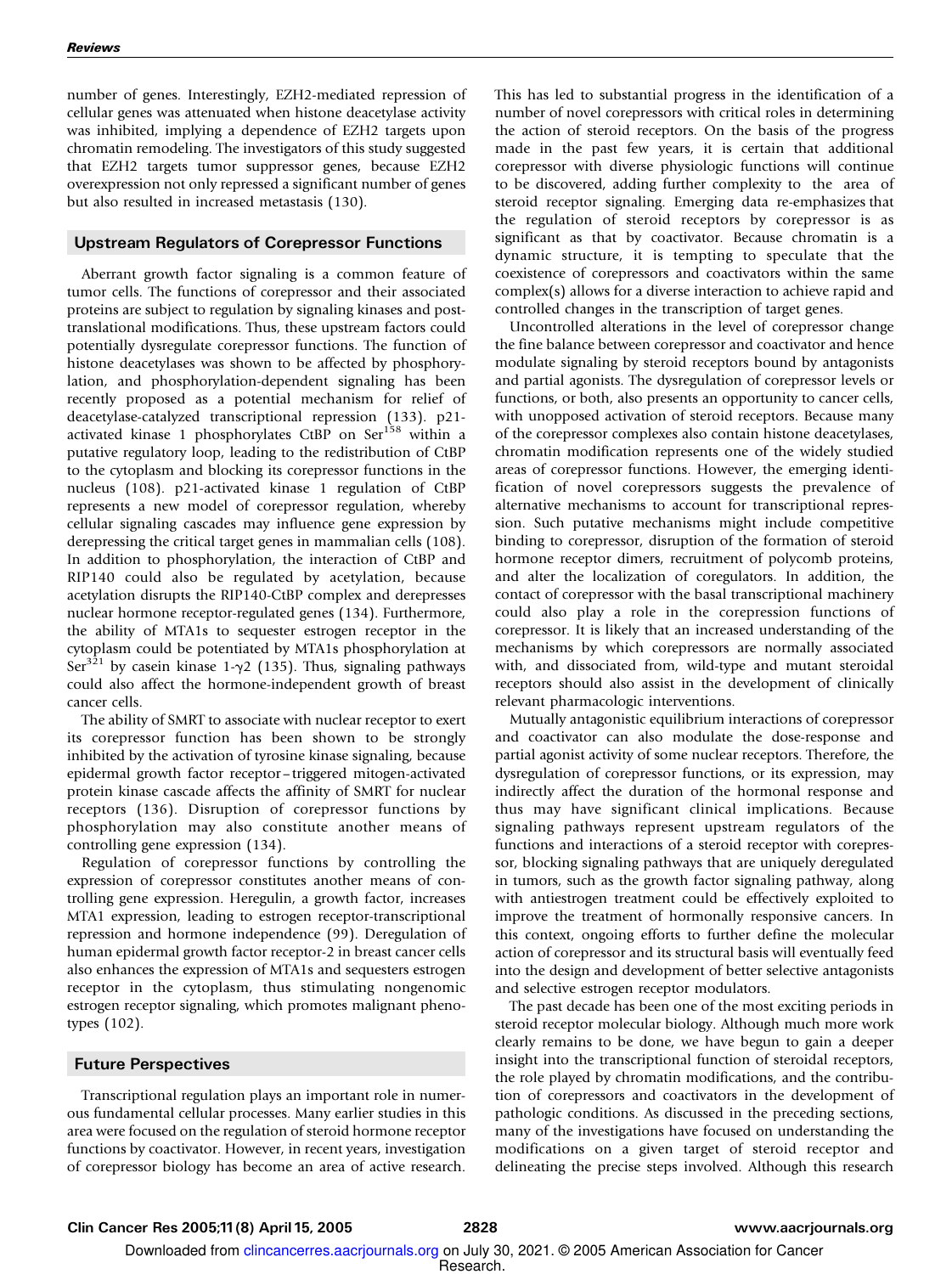number of genes. Interestingly, EZH2-mediated repression of cellular genes was attenuated when histone deacetylase activity was inhibited, implying a dependence of EZH2 targets upon chromatin remodeling. The investigators of this study suggested that EZH2 targets tumor suppressor genes, because EZH2 overexpression not only repressed a significant number of genes but also resulted in increased metastasis (130).

## Upstream Regulators of Corepressor Functions

Aberrant growth factor signaling is a common feature of tumor cells. The functions of corepressor and their associated proteins are subject to regulation by signaling kinases and post-translational modifications. Thus, these upstream factors could potentially dysregulate corepressor functions. The function of histone deacetylases was shown to be affected by phosphorylation, and phosphorylation-dependent signaling has been recently proposed as a potential mechanism for relief of deacetylase-catalyzed transcriptional repression (133). p21-activated kinase 1 phosphorylates CtBP on $Ser^{158}$ within a putative regulatory loop, leading to the redistribution of CtBP to the cytoplasm and blocking its corepressor functions in the nucleus (108). p21-activated kinase 1 regulation of CtBP represents a new model of corepressor regulation, whereby cellular signaling cascades may influence gene expression by derepressing the critical target genes in mammalian cells (108). In addition to phosphorylation, the interaction of CtBP and RIP140 could also be regulated by acetylation, because acetylation disrupts the RIP140-CtBP complex and derepresses nuclear hormone receptor-regulated genes (134). Furthermore, the ability of MTA1s to sequester estrogen receptor in the cytoplasm could be potentiated by MTA1s phosphorylation at $Ser^{321}$ by casein kinase 1-$\gamma$2 (135). Thus, signaling pathways could also affect the hormone-independent growth of breast cancer cells.

The ability of SMRT to associate with nuclear receptor to exert its corepressor function has been shown to be strongly inhibited by the activation of tyrosine kinase signaling, because epidermal growth factor receptor–triggered mitogen-activated protein kinase cascade affects the affinity of SMRT for nuclear receptors (136). Disruption of corepressor functions by phosphorylation may also constitute another means of controlling gene expression (134).

Regulation of corepressor functions by controlling the expression of corepressor constitutes another means of controlling gene expression. Heregulin, a growth factor, increases MTA1 expression, leading to estrogen receptor-transcriptional repression and hormone independence (99). Deregulation of human epidermal growth factor receptor-2 in breast cancer cells also enhances the expression of MTA1s and sequesters estrogen receptor in the cytoplasm, thus stimulating nongenomic estrogen receptor signaling, which promotes malignant phenotypes (102).

## Future Perspectives

Transcriptional regulation plays an important role in numerous fundamental cellular processes. Many earlier studies in this area were focused on the regulation of steroid hormone receptor functions by coactivator. However, in recent years, investigation of corepressor biology has become an area of active research. This has led to substantial progress in the identification of a number of novel corepressors with critical roles in determining the action of steroid receptors. On the basis of the progress made in the past few years, it is certain that additional corepressor with diverse physiologic functions will continue to be discovered, adding further complexity to the area of steroid receptor signaling. Emerging data re-emphasizes that the regulation of steroid receptors by corepressor is as significant as that by coactivator. Because chromatin is a dynamic structure, it is tempting to speculate that the coexistence of corepressors and coactivators within the same complex(s) allows for a diverse interaction to achieve rapid and controlled changes in the transcription of target genes.

Uncontrolled alterations in the level of corepressor change the fine balance between corepressor and coactivator and hence modulate signaling by steroid receptors bound by antagonists and partial agonists. The dysregulation of corepressor levels or functions, or both, also presents an opportunity to cancer cells, with unopposed activation of steroid receptors. Because many of the corepressor complexes also contain histone deacetylases, chromatin modification represents one of the widely studied areas of corepressor functions. However, the emerging identification of novel corepressors suggests the prevalence of alternative mechanisms to account for transcriptional repression. Such putative mechanisms might include competitive binding to corepressor, disruption of the formation of steroid hormone receptor dimers, recruitment of polycomb proteins, and alter the localization of coregulators. In addition, the contact of corepressor with the basal transcriptional machinery could also play a role in the corepression functions of corepressor. It is likely that an increased understanding of the mechanisms by which corepressors are normally associated with, and dissociated from, wild-type and mutant steroidal receptors should also assist in the development of clinically relevant pharmacologic interventions.

Mutually antagonistic equilibrium interactions of corepressor and coactivator can also modulate the dose-response and partial agonist activity of some nuclear receptors. Therefore, the dysregulation of corepressor functions, or its expression, may indirectly affect the duration of the hormonal response and thus may have significant clinical implications. Because signaling pathways represent upstream regulators of the functions and interactions of a steroid receptor with corepressor, blocking signaling pathways that are uniquely deregulated in tumors, such as the growth factor signaling pathway, along with antiestrogen treatment could be effectively exploited to improve the treatment of hormonally responsive cancers. In this context, ongoing efforts to further define the molecular action of corepressor and its structural basis will eventually feed into the design and development of better selective antagonists and selective estrogen receptor modulators.

The past decade has been one of the most exciting periods in steroid receptor molecular biology. Although much more work clearly remains to be done, we have begun to gain a deeper insight into the transcriptional function of steroidal receptors, the role played by chromatin modifications, and the contribution of corepressors and coactivators in the development of pathologic conditions. As discussed in the preceding sections, many of the investigations have focused on understanding the modifications on a given target of steroid receptor and delineating the precise steps involved. Although this research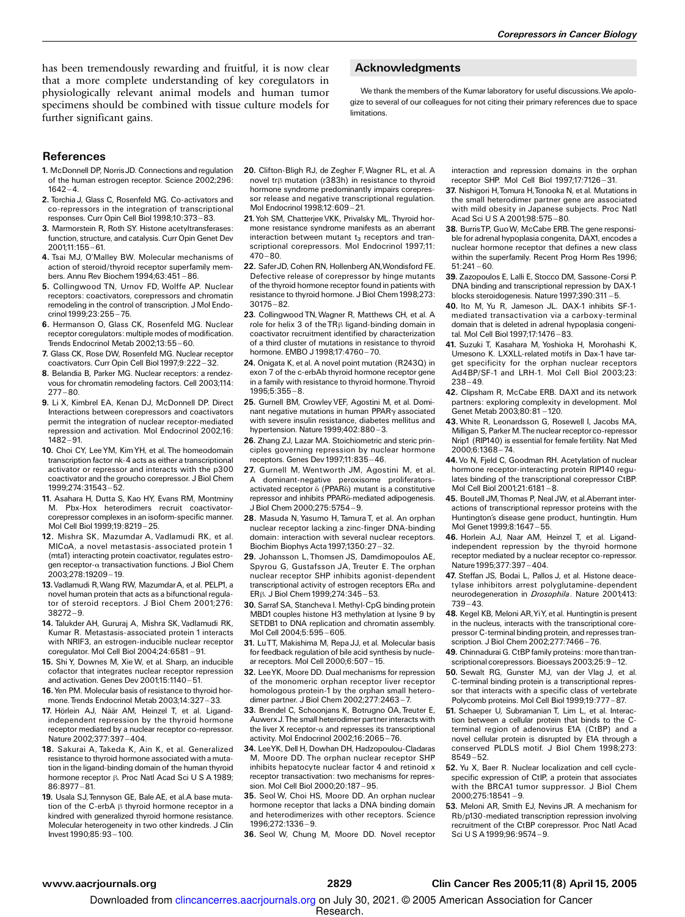has been tremendously rewarding and fruitful, it is now clear that a more complete understanding of key coregulators in physiologically relevant animal models and human tumor specimens should be combined with tissue culture models for further significant gains.

## Acknowledgments

We thank the members of the Kumar laboratory for useful discussions. We apologize to several of our colleagues for not citing their primary references due to space limitations.

## References

1. McDonnell DP, Norris JD. Connections and regulation of the human estrogen receptor. Science 2002;296:1642–4.
2. Torchia J, Glass C, Rosenfeld MG. Co-activators and co-repressors in the integration of transcriptional responses. Curr Opin Cell Biol 1998;10:373–83.
3. Marmorstein R, Roth SY. Histone acetyltransferases: function, structure, and catalysis. Curr Opin Genet Dev 2001;11:155–61.
4. Tsai MJ, O'Malley BW. Molecular mechanisms of action of steroid/thyroid receptor superfamily members. Annu Rev Biochem 1994;63:451–86.
5. Collingwood TN, Urnov FD, Wolffe AP. Nuclear receptors: coactivators, corepressors and chromatin remodeling in the control of transcription. J Mol Endocrinol 1999;23:255–75.
6. Hermanson O, Glass CK, Rosenfeld MG. Nuclear receptor coregulators: multiple modes of modification. Trends Endocrinol Metab 2002;13:55–60.
7. Glass CK, Rose DW, Rosenfeld MG. Nuclear receptor coactivators. Curr Opin Cell Biol 1997;9:222–32.
8. Belandia B, Parker MG. Nuclear receptors: a rendezvous for chromatin remodeling factors. Cell 2003;114:277–80.
9. Li X, Kimbrel EA, Kenan DJ, McDonnell DP. Direct Interactions between corepressors and coactivators permit the integration of nuclear receptor-mediated repression and activation. Mol Endocrinol 2002;16:1482–91.
10. Choi CY, Lee YM, Kim YH, et al. The homeodomain transcription factor nk-4 acts as either a transcriptional activator or repressor and interacts with the p300 coactivator and the groucho corepressor. J Biol Chem 1999;274:31543–52.
11. Asahara H, Dutta S, Kao HY, Evans RM, Montminy M. Pbx-Hox heterodimers recruit coactivator-corepressor complexes in an isoform-specific manner. Mol Cell Biol 1999;19:8219–25.
12. Mishra SK, Mazumdar A, Vadlamudi RK, et al. MICoA, a novel metastasis-associated protein 1 (mta1) interacting protein coactivator, regulates estrogen receptor-α transactivation functions. J Biol Chem 2003;278:19209–19.
13. Vadlamudi R, Wang RW, Mazumdar A, et al. PELP1, a novel human protein that acts as a bifunctional regulator of steroid receptors. J Biol Chem 2001;276:38272–9.
14. Talukder AH, Gururaj A, Mishra SK, Vadlamudi RK, Kumar R. Metastasis-associated protein 1 interacts with NRIF3, an estrogen-inducible nuclear receptor coregulator. Mol Cell Biol 2004;24:6581–91.
15. Shi Y, Downes M, Xie W, et al. Sharp, an inducible cofactor that integrates nuclear receptor repression and activation. Genes Dev 2001;15:1140–51.
16. Yen PM. Molecular basis of resistance to thyroid hormone. Trends Endocrinol Metab 2003;14:327–33.
17. Hörlein AJ, Näär AM, Heinzel T, et al. Ligand-independent repression by the thyroid hormone receptor mediated by a nuclear receptor co-repressor. Nature 2002;377:397–404.
18. Sakurai A, Takeda K, Ain K, et al. Generalized resistance to thyroid hormone associated with a mutation in the ligand-binding domain of the human thyroid hormone receptor β. Proc Natl Acad Sci U S A 1989;86:8977–81.
19. Usala SJ, Tennyson GE, Bale AE, et al. A base mutation of the C-erbA β thyroid hormone receptor in a kindred with generalized thyroid hormone resistance. Molecular heterogeneity in two other kindreds. J Clin Invest 1990;85:93–100.
20. Clifton-Bligh RJ, de Zegher F, Wagner RL, et al. A novel trβ mutation (r383h) in resistance to thyroid hormone syndrome predominantly impairs corepressor release and negative transcriptional regulation. Mol Endocrinol 1998;12:609–21.
21. Yoh SM, Chatterjee VKK, Privalsky ML. Thyroid hormone resistance syndrome manifests as an aberrant interaction between mutant $t_3$ receptors and transcriptional corepressors. Mol Endocrinol 1997;11:470–80.
22. Safer JD, Cohen RN, Hollenberg AN, Wondisford FE. Defective release of corepressor by hinge mutants of the thyroid hormone receptor found in patients with resistance to thyroid hormone. J Biol Chem 1998;273:30175–82.
23. Collingwood TN, Wagner R, Matthews CH, et al. A role for helix 3 of the TRβ ligand-binding domain in coactivator recruitment identified by characterization of a third cluster of mutations in resistance to thyroid hormone. EMBO J 1998;17:4760–70.
24. Onigata K, et al. A novel point mutation (R243Q) in exon 7 of the c-erbAb thyroid hormone receptor gene in a family with resistance to thyroid hormone. Thyroid 1995;5:355–8.
25. Gurnell BM, Crowley VEF, Agostini M, et al. Dominant negative mutations in human PPARγ associated with severe insulin resistance, diabetes mellitus and hypertension. Nature 1999;402:880–3.
26. Zhang ZJ, Lazar MA. Stoichiometric and steric principles governing repression by nuclear hormone receptors. Genes Dev 1997;11:835–46.
27. Gurnell M, Wentworth JM, Agostini M, et al. A dominant-negative peroxisome proliferators-activated receptor δ (PPARδ) mutant is a constitutive repressor and inhibits PPARδ-mediated adipogenesis. J Biol Chem 2000;275:5754–9.
28. Masuda N, Yasumo H, Tamura T, et al. An orphan nuclear receptor lacking a zinc-finger DNA-binding domain: interaction with several nuclear receptors. Biochim Biophys Acta 1997;1350:27–32.
29. Johansson L, Thomsen JS, Damdimopoulos AE, Spyrou G, Gustafsson JA, Treuter E. The orphan nuclear receptor SHP inhibits agonist-dependent transcriptional activity of estrogen receptors ERα and ERβ. J Biol Chem 1999;274:345–53.
30. Sarraf SA, Stancheva I. Methyl-CpG binding protein MBD1 couples histone H3 methylation at lysine 9 by SETDB1 to DNA replication and chromatin assembly. Mol Cell 2004;5:595–605.
31. Lu TT, Makishima M, Repa JJ, et al. Molecular basis for feedback regulation of bile acid synthesis by nuclear receptors. Mol Cell 2000;6:507–15.
32. Lee YK, Moore DD. Dual mechanisms for repression of the monomeric orphan receptor liver receptor homologous protein-1 by the orphan small heterodimer partner. J Biol Chem 2002;277:2463–7.
33. Brendel C, Schoonjans K, Botrugno OA, Treuter E, Auwerx J. The small heterodimer partner interacts with the liver X receptor-α and represses its transcriptional activity. Mol Endocrinol 2002;16:2065–76.
34. Lee YK, Dell H, Dowhan DH, Hadzopoulou-Cladaras M, Moore DD. The orphan nuclear receptor SHP inhibits hepatocyte nuclear factor 4 and retinoid x receptor transactivation: two mechanisms for repression. Mol Cell Biol 2000;20:187–95.
35. Seol W, Choi HS, Moore DD. An orphan nuclear hormone receptor that lacks a DNA binding domain and heterodimerizes with other receptors. Science 1996;272:1336–9.
36. Seol W, Chung M, Moore DD. Novel receptor interaction and repression domains in the orphan receptor SHP. Mol Cell Biol 1997;17:7126–31.
37. Nishigori H, Tomura H, Tonooka N, et al. Mutations in the small heterodimer partner gene are associated with mild obesity in Japanese subjects. Proc Natl Acad Sci U S A 2001;98:575–80.
38. Burris TP, Guo W, McCabe ERB. The gene responsible for adrenal hypoplasia congenita, DAX1, encodes a nuclear hormone receptor that defines a new class within the superfamily. Recent Prog Horm Res 1996;51:241–60.
39. Zazopoulos E, Lalli E, Stocco DM, Sassone-Corsi P. DNA binding and transcriptional repression by DAX-1 blocks steroidogenesis. Nature 1997;390:311–5.
40. Ito M, Yu R, Jameson JL. DAX-1 inhibits SF-1-mediated transactivation via a carboxy-terminal domain that is deleted in adrenal hypoplasia congenital. Mol Cell Biol 1997;17:1476–83.
41. Suzuki T, Kasahara M, Yoshioka H, Morohashi K, Umesono K. LXXLL-related motifs in Dax-1 have target specificity for the orphan nuclear receptors Ad4BP/SF-1 and LRH-1. Mol Cell Biol 2003;23:238–49.
42. Clipsham R, McCabe ERB. DAX1 and its network partners: exploring complexity in development. Mol Genet Metab 2003;80:81–120.
43. White R, Leonardsson G, Rosewell I, Jacobs MA, Milligan S, Parker M. The nuclear receptor co-repressor Nrip1 (RIP140) is essential for female fertility. Nat Med 2000;6:1368–74.
44. Vo N, Fjeld C, Goodman RH. Acetylation of nuclear hormone receptor-interacting protein RIP140 regulates binding of the transcriptional corepressor CtBP. Mol Cell Biol 2001;21:6181–8.
45. Boutell JM, Thomas P, Neal JW, et al. Aberrant interactions of transcriptional repressor proteins with the Huntington's disease gene product, huntingtin. Hum Mol Genet 1999;8:1647–55.
46. Horlein AJ, Naar AM, Heinzel T, et al. Ligand-independent repression by the thyroid hormone receptor mediated by a nuclear receptor co-repressor. Nature 1995;377:397–404.
47. Steffan JS, Bodai L, Pallos J, et al. Histone deacetylase inhibitors arrest polyglutamine-dependent neurodegeneration in *Drosophila*. Nature 2001;413:739–43.
48. Kegel KB, Meloni AR, Yi Y, et al. Huntingtin is present in the nucleus, interacts with the transcriptional corepressor C-terminal binding protein, and represses transcription. J Biol Chem 2002;277:7466–76.
49. Chinnadurai G. CtBP family proteins: more than transcriptional corepressors. Bioessays 2003;25:9–12.
50. Sewalt RG, Gunster MJ, van der Vlag J, et al. C-terminal binding protein is a transcriptional repressor that interacts with a specific class of vertebrate Polycomb proteins. Mol Cell Biol 1999;19:777–87.
51. Schaeper U, Subramanian T, Lim L, et al. Interaction between a cellular protein that binds to the C-terminal region of adenovirus E1A (CtBP) and a novel cellular protein is disrupted by E1A through a conserved PLDLS motif. J Biol Chem 1998;273:8549–52.
52. Yu X, Baer R. Nuclear localization and cell cycle-specific expression of CtIP, a protein that associates with the BRCA1 tumor suppressor. J Biol Chem 2000;275:18541–9.
53. Meloni AR, Smith EJ, Nevins JR. A mechanism for Rb/p130-mediated transcription repression involving recruitment of the CtBP corepressor. Proc Natl Acad Sci U S A 1999;96:9574–9.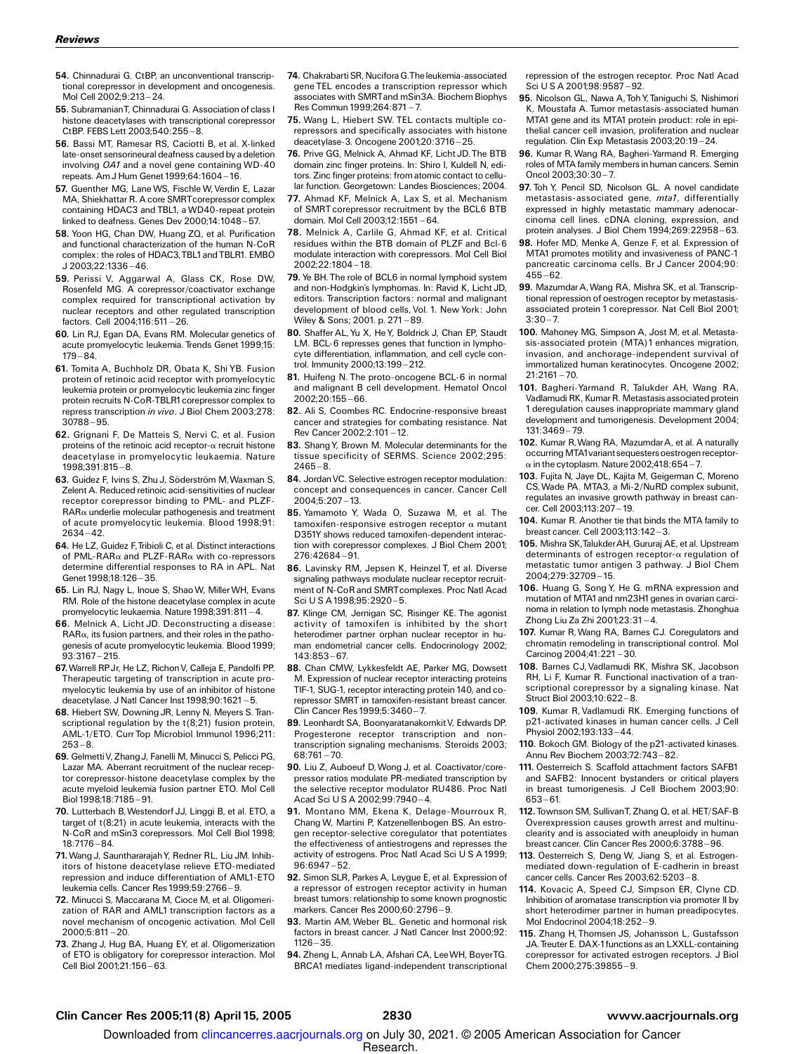54. Chinnadurai G. CtBP, an unconventional transcriptional corepressor in development and oncogenesis. Mol Cell 2002;9:213–24.

55. Subramanian T, Chinnadurai G. Association of class I histone deacetylases with transcriptional corepressor CtBP. FEBS Lett 2003;540:255–8.

56. Bassi MT, Ramesar RS, Caciotti B, et al. X-linked late-onset sensorineural deafness caused by a deletion involving *OA1* and a novel gene containing WD-40 repeats. Am J Hum Genet 1999;64:1604–16.

57. Guenther MG, Lane WS, Fischle W, Verdin E, Lazar MA, Shiekhattar R. A core SMRT corepressor complex containing HDAC3 and TBL1, a WD40-repeat protein linked to deafness. Genes Dev 2000;14:1048–57.

58. Yoon HG, Chan DW, Huang ZQ, et al. Purification and functional characterization of the human N-CoR complex: the roles of HDAC3, TBL1 and TBLR1. EMBO J 2003;22:1336–46.

59. Perissi V, Aggarwal A, Glass CK, Rose DW, Rosenfeld MG. A corepressor/coactivator exchange complex required for transcriptional activation by nuclear receptors and other regulated transcription factors. Cell 2004;116:511–26.

60. Lin RJ, Egan DA, Evans RM. Molecular genetics of acute promyelocytic leukemia. Trends Genet 1999;15: 179–84.

61. Tomita A, Buchholz DR, Obata K, Shi YB. Fusion protein of retinoic acid receptor with promyelocytic leukemia protein or promyelocytic leukemia zinc finger protein recruits N-CoR-TBLR1 corepressor complex to repress transcription *in vivo*. J Biol Chem 2003;278: 30788–95.

62. Grignani F, De Matteis S, Nervi C, et al. Fusion proteins of the retinoic acid receptor-α recruit histone deacetylase in promyelocytic leukaemia. Nature 1998;391:815–8.

63. Guidez F, Ivins S, Zhu J, Söderström M, Waxman S, Zelent A. Reduced retinoic acid-sensitivities of nuclear receptor corepressor binding to PML- and PLZF-RARα underlie molecular pathogenesis and treatment of acute promyelocytic leukemia. Blood 1998;91: 2634–42.

64. He LZ, Guidez F, Tribioli C, et al. Distinct interactions of PML-RARα and PLZF-RARα with co-repressors determine differential responses to RA in APL. Nat Genet 1998;18:126–35.

65. Lin RJ, Nagy L, Inoue S, Shao W, Miller WH, Evans RM. Role of the histone deacetylase complex in acute promyelocytic leukaemia. Nature 1998;391:811–4.

66. Melnick A, Licht JD. Deconstructing a disease: RARα, its fusion partners, and their roles in the pathogenesis of acute promyelocytic leukemia. Blood 1999; 93:3167–215.

67. Warrell RP Jr, He LZ, Richon V, Calleja E, Pandolfi PP. Therapeutic targeting of transcription in acute promyelocytic leukemia by use of an inhibitor of histone deacetylase. J Natl Cancer Inst 1998;90:1621–5.

68. Hiebert SW, Downing JR, Lenny N, Meyers S. Transcriptional regulation by the t(8;21) fusion protein, AML-1/ETO. Curr Top Microbiol Immunol 1996;211: 253–8.

69. Gelmetti V, Zhang J, Fanelli M, Minucci S, Pelicci PG, Lazar MA. Aberrant recruitment of the nuclear receptor corepressor-histone deacetylase complex by the acute myeloid leukemia fusion partner ETO. Mol Cell Biol 1998;18:7185–91.

70. Lutterbach B, Westendorf JJ, Linggi B, et al. ETO, a target of t(8;21) in acute leukemia, interacts with the N-CoR and mSin3 corepressors. Mol Cell Biol 1998; 18:7176–84.

71. Wang J, Saunthararajah Y, Redner RL, Liu JM. Inhibitors of histone deacetylase relieve ETO-mediated repression and induce differentiation of AML1-ETO leukemia cells. Cancer Res 1999;59:2766–9.

72. Minucci S, Maccarana M, Cioce M, et al. Oligomerization of RAR and AML1 transcription factors as a novel mechanism of oncogenic activation. Mol Cell 2000;5:811–20.

73. Zhang J, Hug BA, Huang EY, et al. Oligomerization of ETO is obligatory for corepressor interaction. Mol Cell Biol 2001;21:156–63.

74. Chakrabarti SR, Nucifora G. The leukemia-associated gene TEL encodes a transcription repressor which associates with SMRT and mSin3A. Biochem Biophys Res Commun 1999;264:871–7.

75. Wang L, Hiebert SW. TEL contacts multiple co-repressors and specifically associates with histone deacetylase-3. Oncogene 2001;20:3716–25.

76. Prive GG, Melnick A, Ahmad KF, Licht JD. The BTB domain zinc finger proteins. In: Shiro I, Kuldell N, editors. Zinc finger proteins: from atomic contact to cellular function. Georgetown: Landes Biosciences; 2004.

77. Ahmad KF, Melnick A, Lax S, et al. Mechanism of SMRT corepressor recruitment by the BCL6 BTB domain. Mol Cell 2003;12:1551–64.

78. Melnick A, Carlile G, Ahmad KF, et al. Critical residues within the BTB domain of PLZF and Bcl-6 modulate interaction with corepressors. Mol Cell Biol 2002;22:1804–18.

79. Ye BH. The role of BCL6 in normal lymphoid system and non-Hodgkin's lymphomas. In: Ravid K, Licht JD, editors. Transcription factors: normal and malignant development of blood cells, Vol. 1. New York: John Wiley & Sons; 2001. p. 271–89.

80. Shaffer AL, Yu X, He Y, Boldrick J, Chan EP, Staudt LM. BCL-6 represses genes that function in lymphocyte differentiation, inflammation, and cell cycle control. Immunity 2000;13:199–212.

81. Huifeng N. The proto-oncogene BCL-6 in normal and malignant B cell development. Hematol Oncol 2002;20:155–66.

82. Ali S, Coombes RC. Endocrine-responsive breast cancer and strategies for combating resistance. Nat Rev Cancer 2002;2:101–12.

83. Shang Y, Brown M. Molecular determinants for the tissue specificity of SERMS. Science 2002;295: 2465–8.

84. Jordan VC. Selective estrogen receptor modulation: concept and consequences in cancer. Cancer Cell 2004;5:207–13.

85. Yamamoto Y, Wada O, Suzawa M, et al. The tamoxifen-responsive estrogen receptor α mutant D351Y shows reduced tamoxifen-dependent interaction with corepressor complexes. J Biol Chem 2001; 276:42684–91.

86. Lavinsky RM, Jepsen K, Heinzel T, et al. Diverse signaling pathways modulate nuclear receptor recruitment of N-CoR and SMRT complexes. Proc Natl Acad Sci U S A 1998;95:2920–5.

87. Klinge CM, Jernigan SC, Risinger KE. The agonist activity of tamoxifen is inhibited by the short heterodimer partner orphan nuclear receptor in human endometrial cancer cells. Endocrinology 2002; 143:853–67.

88. Chan CMW, Lykkesfeldt AE, Parker MG, Dowsett M. Expression of nuclear receptor interacting proteins TIF-1, SUG-1, receptor interacting protein 140, and corepressor SMRT in tamoxifen-resistant breast cancer. Clin Cancer Res 1999;5:3460–7.

89. Leonhardt SA, Boonyaratanakornkit V, Edwards DP. Progesterone receptor transcription and non-transcription signaling mechanisms. Steroids 2003; 68:761–70.

90. Liu Z, Auboeuf D, Wong J, et al. Coactivator/corepressor ratios modulate PR-mediated transcription by the selective receptor modulator RU486. Proc Natl Acad Sci U S A 2002;99:7940–4.

91. Montano MM, Ekena K, Delage-Mourroux R, Chang W, Martini P, Katzenellenbogen BS. An estrogen receptor-selective coregulator that potentiates the effectiveness of antiestrogens and represses the activity of estrogens. Proc Natl Acad Sci U S A 1999; 96:6947–52.

92. Simon SLR, Parkes A, Leygue E, et al. Expression of a repressor of estrogen receptor activity in human breast tumors: relationship to some known prognostic markers. Cancer Res 2000;60:2796–9.

93. Martin AM, Weber BL. Genetic and hormonal risk factors in breast cancer. J Natl Cancer Inst 2000;92: 1126–35.

94. Zheng L, Annab LA, Afshari CA, Lee WH, Boyer TG. BRCA1 mediates ligand-independent transcriptional repression of the estrogen receptor. Proc Natl Acad Sci U S A 2001;98:9587–92.

95. Nicolson GL, Nawa A, Toh Y, Taniguchi S, Nishimori K, Moustafa A. Tumor metastasis-associated human MTA1 gene and its MTA1 protein product: role in epithelial cancer cell invasion, proliferation and nuclear regulation. Clin Exp Metastasis 2003;20:19–24.

96. Kumar R, Wang RA, Bagheri-Yarmand R. Emerging roles of MTA family members in human cancers. Semin Oncol 2003;30:30–7.

97. Toh Y, Pencil SD, Nicolson GL. A novel candidate metastasis-associated gene, *mta1*, differentially expressed in highly metastatic mammary adenocarcinoma cell lines. cDNA cloning, expression, and protein analyses. J Biol Chem 1994;269:22958–63.

98. Hofer MD, Menke A, Genze F, et al. Expression of MTA1 promotes motility and invasiveness of PANC-1 pancreatic carcinoma cells. Br J Cancer 2004;90: 455–62.

99. Mazumdar A, Wang RA, Mishra SK, et al. Transcriptional repression of oestrogen receptor by metastasis-associated protein 1 corepressor. Nat Cell Biol 2001; 3:30–7.

100. Mahoney MG, Simpson A, Jost M, et al. Metastasis-associated protein (MTA)1 enhances migration, invasion, and anchorage-independent survival of immortalized human keratinocytes. Oncogene 2002; 21:2161–70.

101. Bagheri-Yarmand R, Talukder AH, Wang RA, Vadlamudi RK, Kumar R. Metastasis associated protein 1 deregulation causes inappropriate mammary gland development and tumorigenesis. Development 2004; 131:3469–79.

102. Kumar R, Wang RA, Mazumdar A, et al. A naturally occurring MTA1 variant sequesters oestrogen receptor-α in the cytoplasm. Nature 2002;418:654–7.

103. Fujita N, Jaye DL, Kajita M, Geigerman C, Moreno CS, Wade PA. MTA3, a Mi-2/NuRD complex subunit, regulates an invasive growth pathway in breast cancer. Cell 2003;113:207–19.

104. Kumar R. Another tie that binds the MTA family to breast cancer. Cell 2003;113:142–3.

105. Mishra SK, Talukder AH, Gururaj AE, et al. Upstream determinants of estrogen receptor-α regulation of metastatic tumor antigen 3 pathway. J Biol Chem 2004;279:32709–15.

106. Huang G, Song Y, He G. mRNA expression and mutation of MTA1 and nm23H1 genes in ovarian carcinoma in relation to lymph node metastasis. Zhonghua Zhong Liu Za Zhi 2001;23:31–4.

107. Kumar R, Wang RA, Barnes CJ. Coregulators and chromatin remodeling in transcriptional control. Mol Carcinog 2004;41:221–30.

108. Barnes CJ, Vadlamudi RK, Mishra SK, Jacobson RH, Li F, Kumar R. Functional inactivation of a transcriptional corepressor by a signaling kinase. Nat Struct Biol 2003;10:622–8.

109. Kumar R, Vadlamudi RK. Emerging functions of p21-activated kinases in human cancer cells. J Cell Physiol 2002;193:133–44.

110. Bokoch GM. Biology of the p21-activated kinases. Annu Rev Biochem 2003;72:743–82.

111. Oesterreich S. Scaffold attachment factors SAFB1 and SAFB2: Innocent bystanders or critical players in breast tumorigenesis. J Cell Biochem 2003;90: 653–61.

112. Townson SM, Sullivan T, Zhang Q, et al. HET/SAF-B Overexpression causes growth arrest and multinuclearity and is associated with aneuploidy in human breast cancer. Clin Cancer Res 2000;6:3788–96.

113. Oesterreich S, Deng W, Jiang S, et al. Estrogen-mediated down-regulation of E-cadherin in breast cancer cells. Cancer Res 2003;62:5203–8.

114. Kovacic A, Speed CJ, Simpson ER, Clyne CD. Inhibition of aromatase transcription via promoter II by short heterodimer partner in human preadipocytes. Mol Endocrinol 2004;18:252–9.

115. Zhang H, Thomsen JS, Johansson L, Gustafsson JA. Treuter E. DAX-1 functions as an LXXLL-containing corepressor for activated estrogen receptors. J Biol Chem 2000;275:39855–9.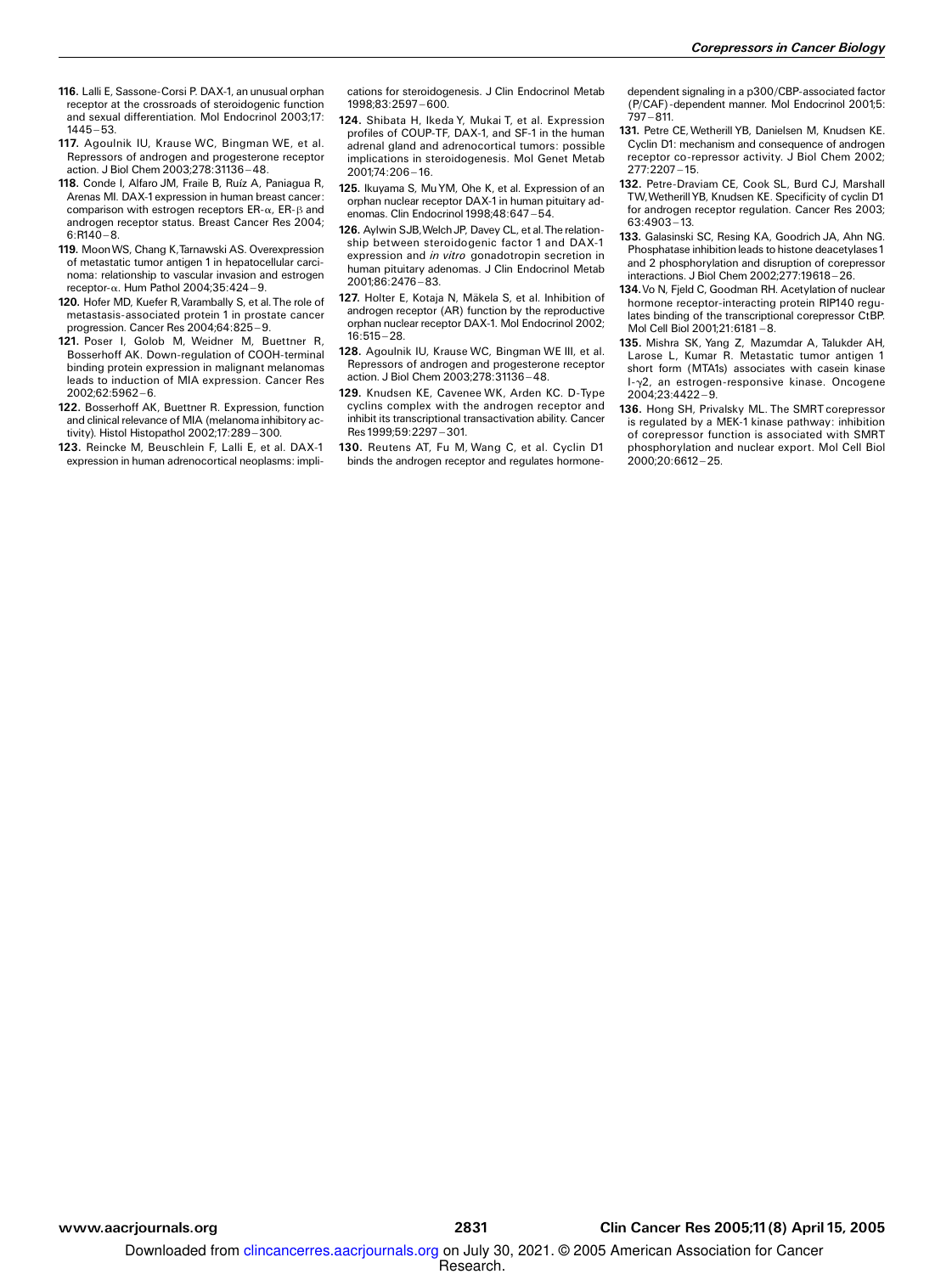116. Lalli E, Sassone-Corsi P. DAX-1, an unusual orphan receptor at the crossroads of steroidogenic function and sexual differentiation. Mol Endocrinol 2003;17:1445–53.

117. Agoulnik IU, Krause WC, Bingman WE, et al. Repressors of androgen and progesterone receptor action. J Biol Chem 2003;278:31136–48.

118. Conde I, Alfaro JM, Fraile B, Ruíz A, Paniagua R, Arenas MI. DAX-1 expression in human breast cancer: comparison with estrogen receptors ER-$\alpha$, ER-$\beta$ and androgen receptor status. Breast Cancer Res 2004;6:R140–8.

119. Moon WS, Chang K, Tarnawski AS. Overexpression of metastatic tumor antigen 1 in hepatocellular carcinoma: relationship to vascular invasion and estrogen receptor-$\alpha$. Hum Pathol 2004;35:424–9.

120. Hofer MD, Kuefer R, Varambally S, et al. The role of metastasis-associated protein 1 in prostate cancer progression. Cancer Res 2004;64:825–9.

121. Poser I, Golob M, Weidner M, Buettner R, Bosserhoff AK. Down-regulation of COOH-terminal binding protein expression in malignant melanomas leads to induction of MIA expression. Cancer Res 2002;62:5962–6.

122. Bosserhoff AK, Buettner R. Expression, function and clinical relevance of MIA (melanoma inhibitory activity). Histol Histopathol 2002;17:289–300.

123. Reincke M, Beuschlein F, Lalli E, et al. DAX-1 expression in human adrenocortical neoplasms: implications for steroidogenesis. J Clin Endocrinol Metab 1998;83:2597–600.

124. Shibata H, Ikeda Y, Mukai T, et al. Expression profiles of COUP-TF, DAX-1, and SF-1 in the human adrenal gland and adrenocortical tumors: possible implications in steroidogenesis. Mol Genet Metab 2001;74:206–16.

125. Ikuyama S, Mu YM, Ohe K, et al. Expression of an orphan nuclear receptor DAX-1 in human pituitary adenomas. Clin Endocrinol 1998;48:647–54.

126. Aylwin SJB, Welch JP, Davey CL, et al. The relationship between steroidogenic factor 1 and DAX-1 expression and *in vitro* gonadotropin secretion in human pituitary adenomas. J Clin Endocrinol Metab 2001;86:2476–83.

127. Holter E, Kotaja N, Mäkela S, et al. Inhibition of androgen receptor (AR) function by the reproductive orphan nuclear receptor DAX-1. Mol Endocrinol 2002;16:515–28.

128. Agoulnik IU, Krause WC, Bingman WE III, et al. Repressors of androgen and progesterone receptor action. J Biol Chem 2003;278:31136–48.

129. Knudsen KE, Cavenee WK, Arden KC. D-Type cyclins complex with the androgen receptor and inhibit its transcriptional transactivation ability. Cancer Res 1999;59:2297–301.

130. Reutens AT, Fu M, Wang C, et al. Cyclin D1 binds the androgen receptor and regulates hormone-dependent signaling in a p300/CBP-associated factor (P/CAF)-dependent manner. Mol Endocrinol 2001;5:797–811.

131. Petre CE, Wetherill YB, Danielsen M, Knudsen KE. Cyclin D1: mechanism and consequence of androgen receptor co-repressor activity. J Biol Chem 2002;277:2207–15.

132. Petre-Draviam CE, Cook SL, Burd CJ, Marshall TW, Wetherill YB, Knudsen KE. Specificity of cyclin D1 for androgen receptor regulation. Cancer Res 2003;63:4903–13.

133. Galasinski SC, Resing KA, Goodrich JA, Ahn NG. Phosphatase inhibition leads to histone deacetylases 1 and 2 phosphorylation and disruption of corepressor interactions. J Biol Chem 2002;277:19618–26.

134. Vo N, Fjeld C, Goodman RH. Acetylation of nuclear hormone receptor-interacting protein RIP140 regulates binding of the transcriptional corepressor CtBP. Mol Cell Biol 2001;21:6181–8.

135. Mishra SK, Yang Z, Mazumdar A, Talukder AH, Larose L, Kumar R. Metastatic tumor antigen 1 short form (MTA1s) associates with casein kinase I-$\gamma$2, an estrogen-responsive kinase. Oncogene 2004;23:4422–9.

136. Hong SH, Privalsky ML. The SMRT corepressor is regulated by a MEK-1 kinase pathway: inhibition of corepressor function is associated with SMRT phosphorylation and nuclear export. Mol Cell Biol 2000;20:6612–25.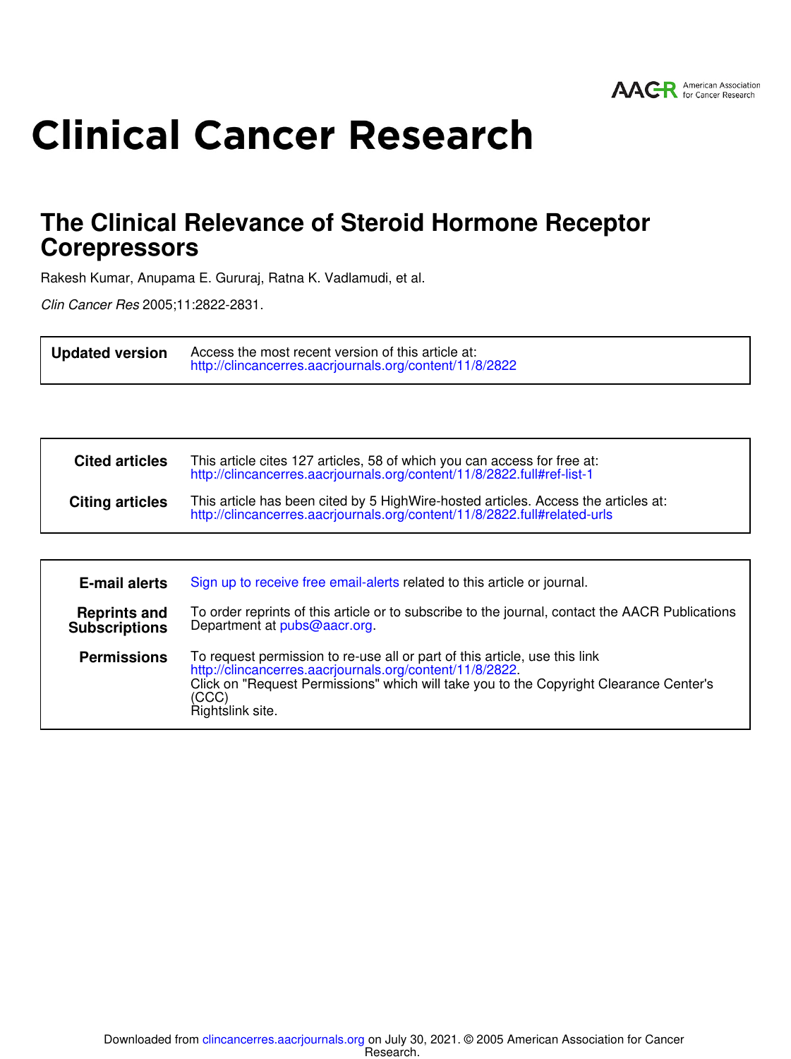# Clinical Cancer Research

## The Clinical Relevance of Steroid Hormone Receptor Corepressors

Rakesh Kumar, Anupama E. Gururaj, Ratna K. Vadlamudi, et al.

*Clin Cancer Res* 2005;11:2822-2831.

| | |
|---|---|
| **Updated version** | Access the most recent version of this article at: http://clincancerres.aacrjournals.org/content/11/8/2822 |

| | |
|---|---|
| **Cited articles** | This article cites 127 articles, 58 of which you can access for free at: http://clincancerres.aacrjournals.org/content/11/8/2822.full#ref-list-1 |
| **Citing articles** | This article has been cited by 5 HighWire-hosted articles. Access the articles at: http://clincancerres.aacrjournals.org/content/11/8/2822.full#related-urls |

| | |
|---|---|
| **E-mail alerts** | Sign up to receive free email-alerts related to this article or journal. |
| **Reprints and Subscriptions** | To order reprints of this article or to subscribe to the journal, contact the AACR Publications Department at pubs@aacr.org. |
| **Permissions** | To request permission to re-use all or part of this article, use this link http://clincancerres.aacrjournals.org/content/11/8/2822. Click on "Request Permissions" which will take you to the Copyright Clearance Center's (CCC) Rightslink site. |

Downloaded from clincancerres.aacrjournals.org on July 30, 2021. © 2005 American Association for Cancer Research.